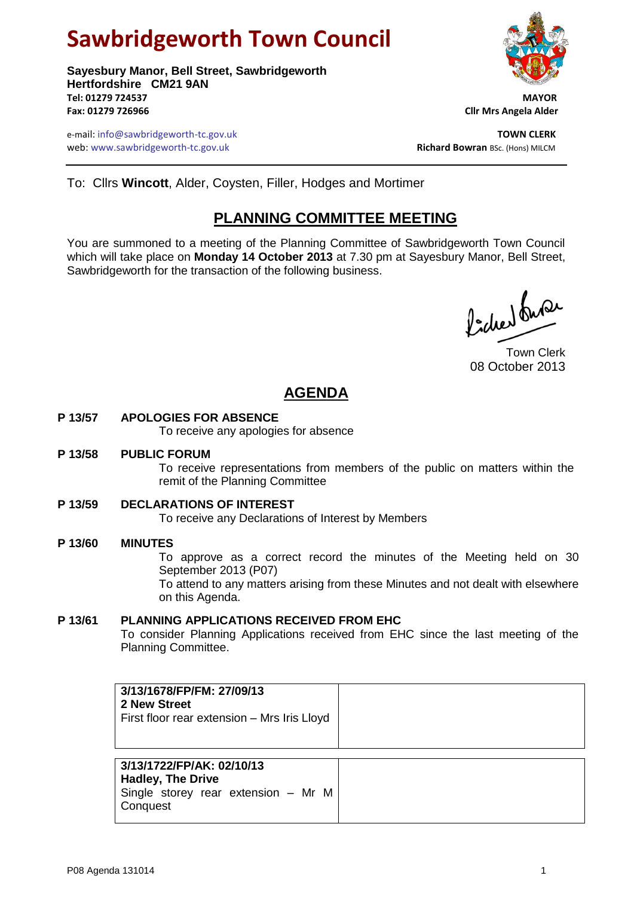# Sawbridgeworth Town Council

**Sayesbury Manor, Bell Street, Sawbridgeworth**
**Hertfordshire CM21 9AN**
**Tel: 01279 724537**
**Fax: 01279 726966**

e-mail: info@sawbridgeworth-tc.gov.uk
web: www.sawbridgeworth-tc.gov.uk

**MAYOR**
**Cllr Mrs Angela Alder**

**TOWN CLERK**
**Richard Bowran** BSc. (Hons) MILCM

---

To: Cllrs **Wincott**, Alder, Coysten, Filler, Hodges and Mortimer

## PLANNING COMMITTEE MEETING

You are summoned to a meeting of the Planning Committee of Sawbridgeworth Town Council which will take place on **Monday 14 October 2013** at 7.30 pm at Sayesbury Manor, Bell Street, Sawbridgeworth for the transaction of the following business.

Town Clerk
08 October 2013

## AGENDA

**P 13/57 APOLOGIES FOR ABSENCE**
To receive any apologies for absence

**P 13/58 PUBLIC FORUM**
To receive representations from members of the public on matters within the remit of the Planning Committee

**P 13/59 DECLARATIONS OF INTEREST**
To receive any Declarations of Interest by Members

**P 13/60 MINUTES**
To approve as a correct record the minutes of the Meeting held on 30 September 2013 (P07)
To attend to any matters arising from these Minutes and not dealt with elsewhere on this Agenda.

**P 13/61 PLANNING APPLICATIONS RECEIVED FROM EHC**
To consider Planning Applications received from EHC since the last meeting of the Planning Committee.

| | |
|---|---|
| **3/13/1678/FP/FM: 27/09/13**<br>**2 New Street**<br>First floor rear extension – Mrs Iris Lloyd | |

| | |
|---|---|
| **3/13/1722/FP/AK: 02/10/13**<br>**Hadley, The Drive**<br>Single storey rear extension – Mr M Conquest | |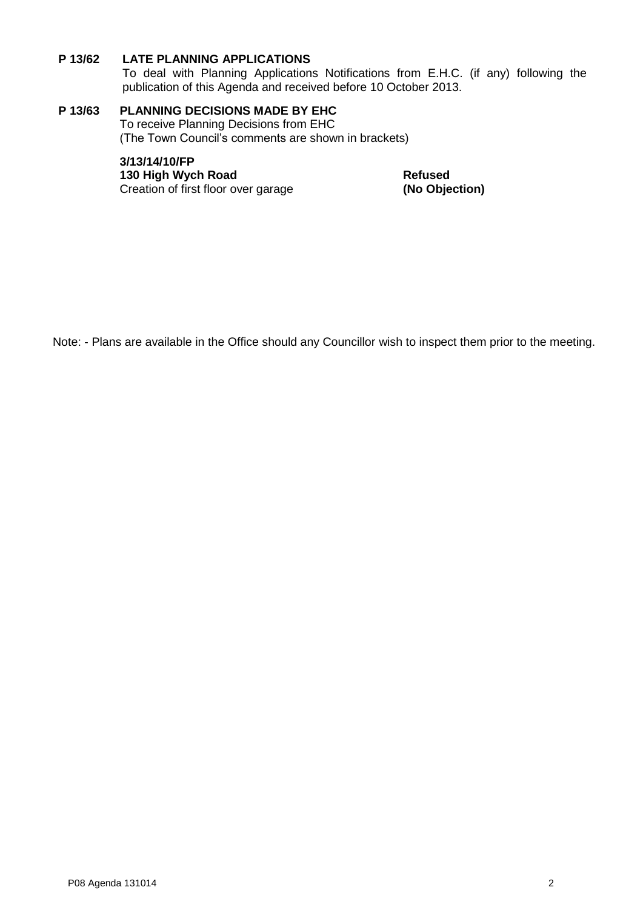**P 13/62 LATE PLANNING APPLICATIONS**

To deal with Planning Applications Notifications from E.H.C. (if any) following the publication of this Agenda and received before 10 October 2013.

**P 13/63 PLANNING DECISIONS MADE BY EHC**

To receive Planning Decisions from EHC
(The Town Council's comments are shown in brackets)

**3/13/14/10/FP**
**130 High Wych Road** — **Refused**
Creation of first floor over garage — **(No Objection)**

Note: - Plans are available in the Office should any Councillor wish to inspect them prior to the meeting.